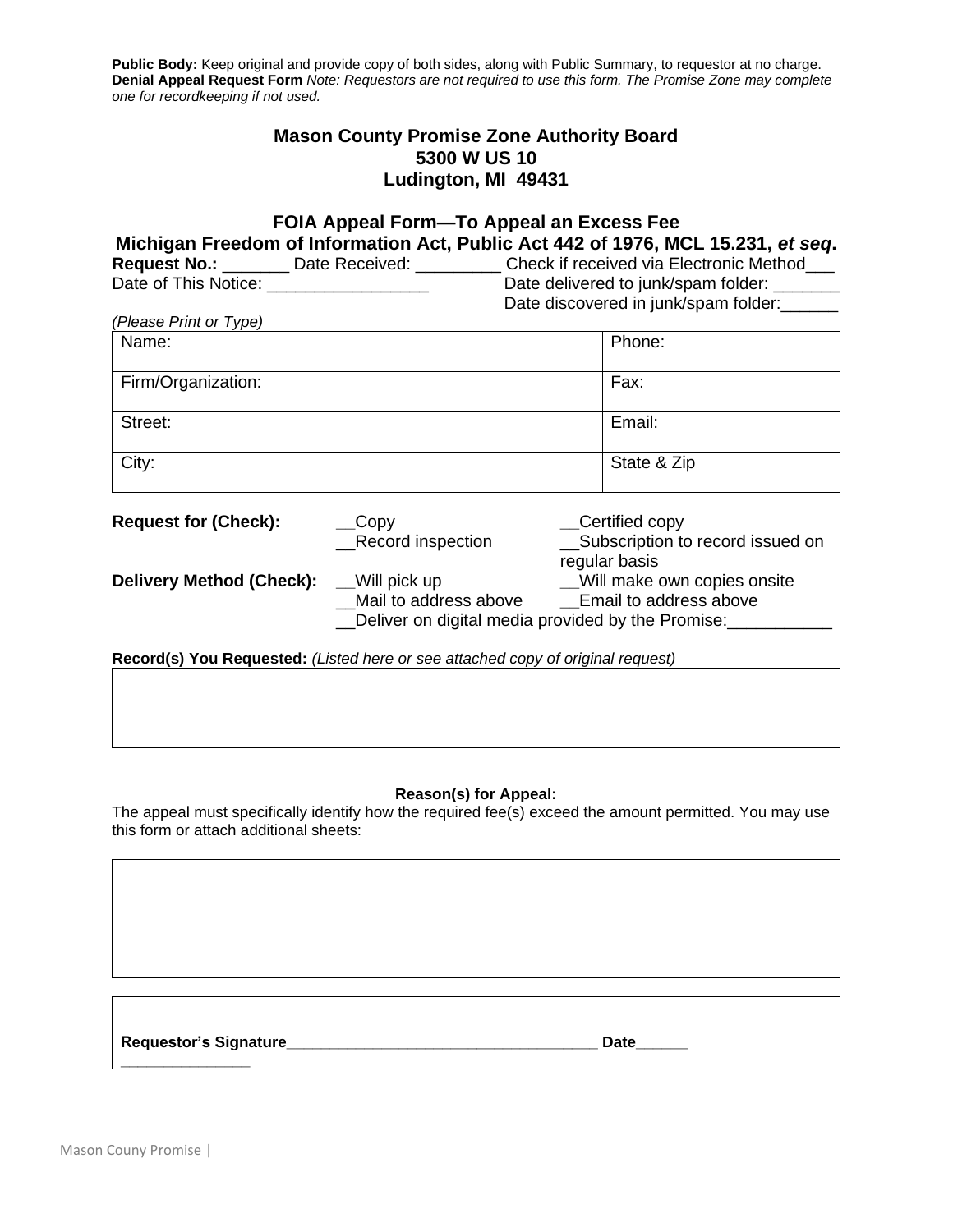**Public Body:** Keep original and provide copy of both sides, along with Public Summary, to requestor at no charge.
**Denial Appeal Request Form** *Note: Requestors are not required to use this form. The Promise Zone may complete one for recordkeeping if not used.*

**Mason County Promise Zone Authority Board**
**5300 W US 10**
**Ludington, MI 49431**

## FOIA Appeal Form—To Appeal an Excess Fee

### Michigan Freedom of Information Act, Public Act 442 of 1976, MCL 15.231, *et seq*.

**Request No.:** _______ Date Received: _________ Check if received via Electronic Method___
Date of This Notice: _________________ Date delivered to junk/spam folder: _______
Date discovered in junk/spam folder:______

*(Please Print or Type)*

| Name: | Phone: |
|---|---|
| Firm/Organization: | Fax: |
| Street: | Email: |
| City: | State & Zip |

**Request for (Check):** __Copy __Certified copy __Record inspection __Subscription to record issued on regular basis

**Delivery Method (Check):** __Will pick up __Will make own copies onsite __Mail to address above __Email to address above __Deliver on digital media provided by the Promise:___________

**Record(s) You Requested:** *(Listed here or see attached copy of original request)*

| |
|---|
| |

**Reason(s) for Appeal:**

The appeal must specifically identify how the required fee(s) exceed the amount permitted. You may use this form or attach additional sheets:

| |
|---|
| |

**Requestor's Signature**______________________________________ **Date**______ _______________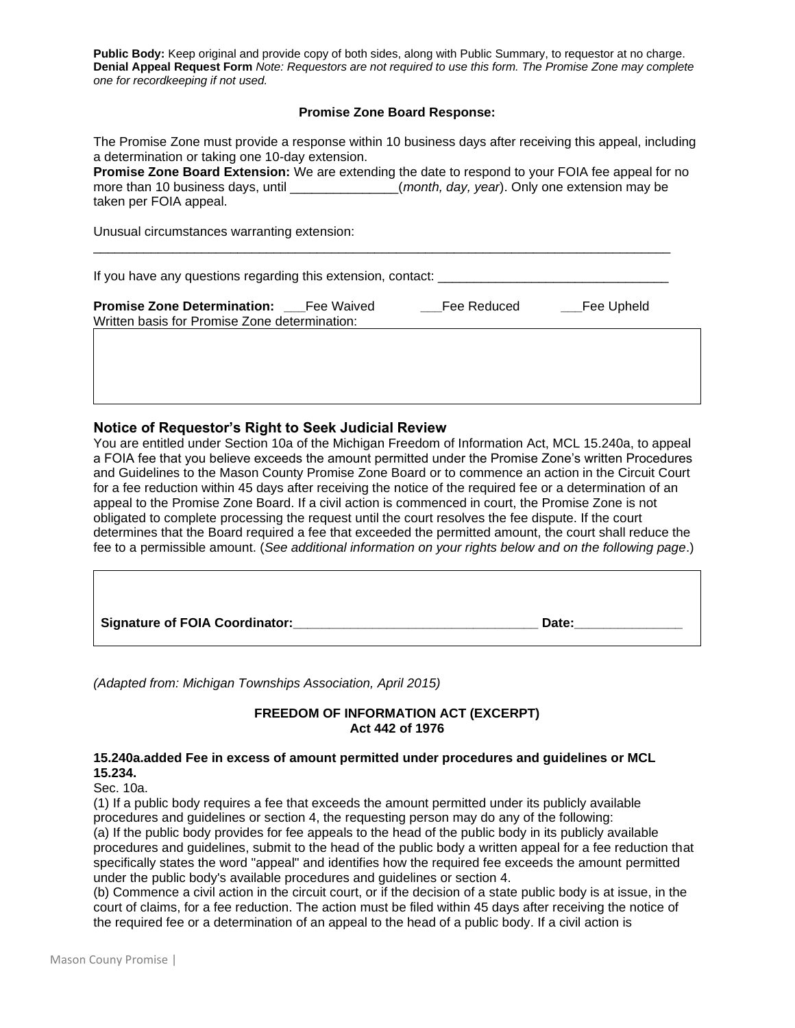**Public Body:** Keep original and provide copy of both sides, along with Public Summary, to requestor at no charge.
**Denial Appeal Request Form** *Note: Requestors are not required to use this form. The Promise Zone may complete one for recordkeeping if not used.*

**Promise Zone Board Response:**

The Promise Zone must provide a response within 10 business days after receiving this appeal, including a determination or taking one 10-day extension.
**Promise Zone Board Extension:** We are extending the date to respond to your FOIA fee appeal for no more than 10 business days, until _______________(*month, day, year*). Only one extension may be taken per FOIA appeal.

Unusual circumstances warranting extension:
_____________________________________________________________________________________

If you have any questions regarding this extension, contact: ________________________________

**Promise Zone Determination:** ___Fee Waived ___Fee Reduced ___Fee Upheld
Written basis for Promise Zone determination:

### Notice of Requestor's Right to Seek Judicial Review

You are entitled under Section 10a of the Michigan Freedom of Information Act, MCL 15.240a, to appeal a FOIA fee that you believe exceeds the amount permitted under the Promise Zone's written Procedures and Guidelines to the Mason County Promise Zone Board or to commence an action in the Circuit Court for a fee reduction within 45 days after receiving the notice of the required fee or a determination of an appeal to the Promise Zone Board. If a civil action is commenced in court, the Promise Zone is not obligated to complete processing the request until the court resolves the fee dispute. If the court determines that the Board required a fee that exceeded the permitted amount, the court shall reduce the fee to a permissible amount. (*See additional information on your rights below and on the following page*.)

**Signature of FOIA Coordinator:**__________________________________ **Date:**_______________

*(Adapted from: Michigan Townships Association, April 2015)*

**FREEDOM OF INFORMATION ACT (EXCERPT)**
**Act 442 of 1976**

**15.240a.added Fee in excess of amount permitted under procedures and guidelines or MCL 15.234.**

Sec. 10a.
(1) If a public body requires a fee that exceeds the amount permitted under its publicly available procedures and guidelines or section 4, the requesting person may do any of the following:
(a) If the public body provides for fee appeals to the head of the public body in its publicly available procedures and guidelines, submit to the head of the public body a written appeal for a fee reduction that specifically states the word "appeal" and identifies how the required fee exceeds the amount permitted under the public body's available procedures and guidelines or section 4.
(b) Commence a civil action in the circuit court, or if the decision of a state public body is at issue, in the court of claims, for a fee reduction. The action must be filed within 45 days after receiving the notice of the required fee or a determination of an appeal to the head of a public body. If a civil action is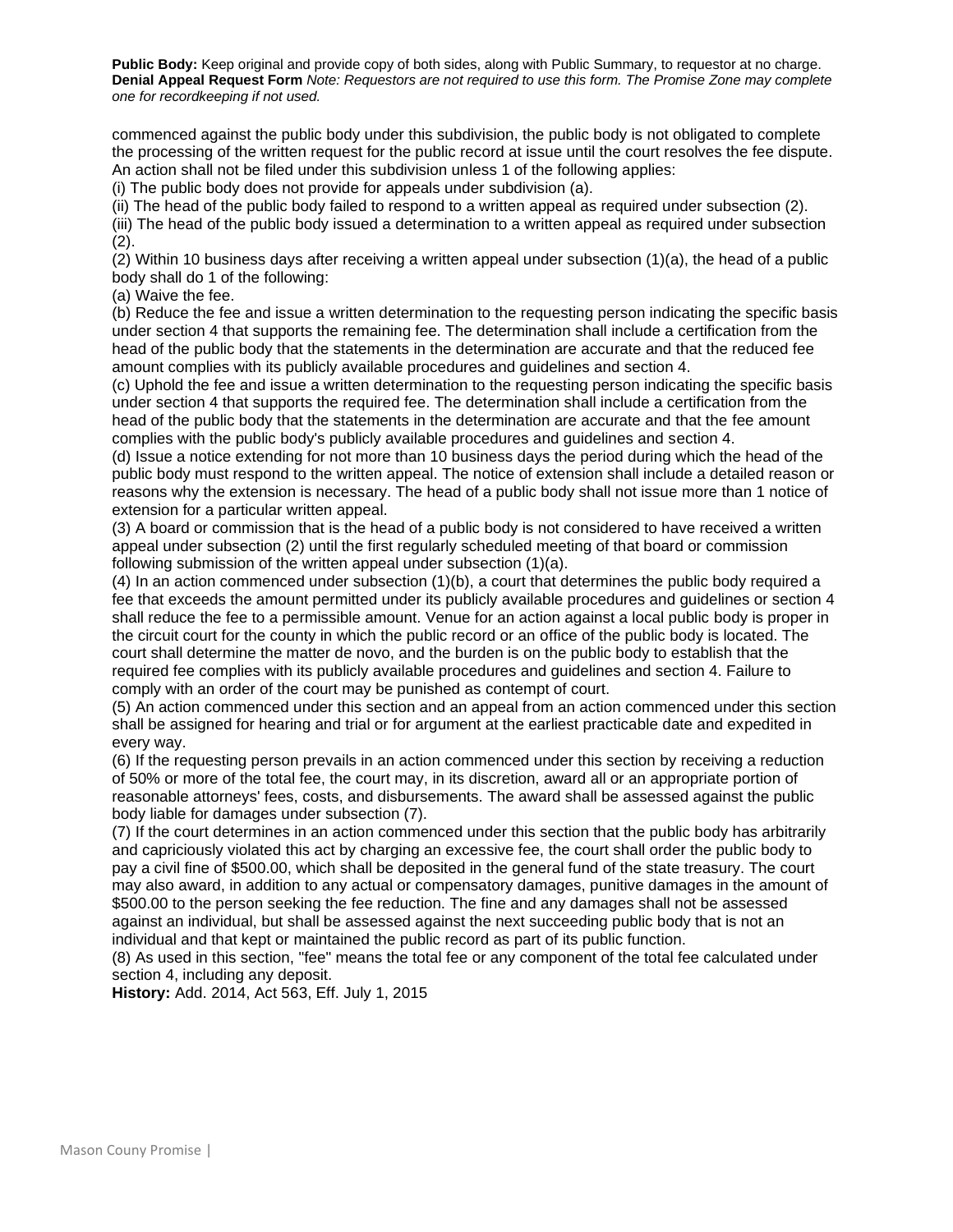**Public Body:** Keep original and provide copy of both sides, along with Public Summary, to requestor at no charge.
**Denial Appeal Request Form** *Note: Requestors are not required to use this form. The Promise Zone may complete one for recordkeeping if not used.*

commenced against the public body under this subdivision, the public body is not obligated to complete the processing of the written request for the public record at issue until the court resolves the fee dispute. An action shall not be filed under this subdivision unless 1 of the following applies:
(i) The public body does not provide for appeals under subdivision (a).
(ii) The head of the public body failed to respond to a written appeal as required under subsection (2).
(iii) The head of the public body issued a determination to a written appeal as required under subsection (2).
(2) Within 10 business days after receiving a written appeal under subsection (1)(a), the head of a public body shall do 1 of the following:
(a) Waive the fee.
(b) Reduce the fee and issue a written determination to the requesting person indicating the specific basis under section 4 that supports the remaining fee. The determination shall include a certification from the head of the public body that the statements in the determination are accurate and that the reduced fee amount complies with its publicly available procedures and guidelines and section 4.
(c) Uphold the fee and issue a written determination to the requesting person indicating the specific basis under section 4 that supports the required fee. The determination shall include a certification from the head of the public body that the statements in the determination are accurate and that the fee amount complies with the public body's publicly available procedures and guidelines and section 4.
(d) Issue a notice extending for not more than 10 business days the period during which the head of the public body must respond to the written appeal. The notice of extension shall include a detailed reason or reasons why the extension is necessary. The head of a public body shall not issue more than 1 notice of extension for a particular written appeal.
(3) A board or commission that is the head of a public body is not considered to have received a written appeal under subsection (2) until the first regularly scheduled meeting of that board or commission following submission of the written appeal under subsection (1)(a).
(4) In an action commenced under subsection (1)(b), a court that determines the public body required a fee that exceeds the amount permitted under its publicly available procedures and guidelines or section 4 shall reduce the fee to a permissible amount. Venue for an action against a local public body is proper in the circuit court for the county in which the public record or an office of the public body is located. The court shall determine the matter de novo, and the burden is on the public body to establish that the required fee complies with its publicly available procedures and guidelines and section 4. Failure to comply with an order of the court may be punished as contempt of court.
(5) An action commenced under this section and an appeal from an action commenced under this section shall be assigned for hearing and trial or for argument at the earliest practicable date and expedited in every way.
(6) If the requesting person prevails in an action commenced under this section by receiving a reduction of 50% or more of the total fee, the court may, in its discretion, award all or an appropriate portion of reasonable attorneys' fees, costs, and disbursements. The award shall be assessed against the public body liable for damages under subsection (7).
(7) If the court determines in an action commenced under this section that the public body has arbitrarily and capriciously violated this act by charging an excessive fee, the court shall order the public body to pay a civil fine of $500.00, which shall be deposited in the general fund of the state treasury. The court may also award, in addition to any actual or compensatory damages, punitive damages in the amount of $500.00 to the person seeking the fee reduction. The fine and any damages shall not be assessed against an individual, but shall be assessed against the next succeeding public body that is not an individual and that kept or maintained the public record as part of its public function.
(8) As used in this section, "fee" means the total fee or any component of the total fee calculated under section 4, including any deposit.
**History:** Add. 2014, Act 563, Eff. July 1, 2015